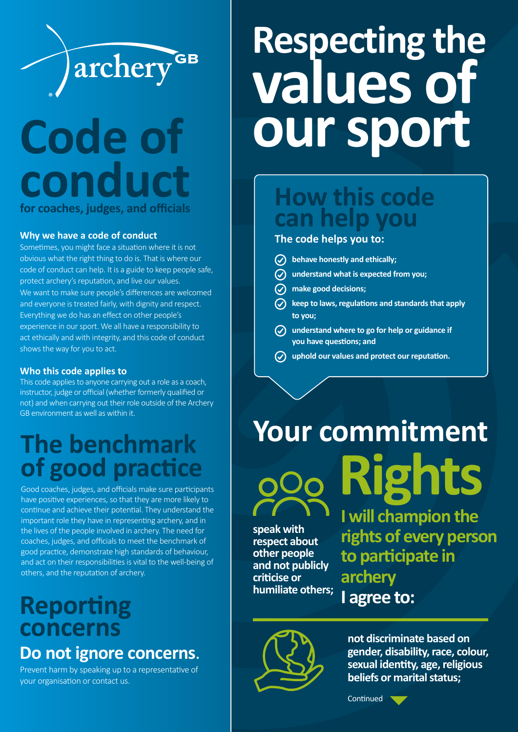archery GB

# Code of conduct

**for coaches, judges, and officials**

### Why we have a code of conduct

Sometimes, you might face a situation where it is not obvious what the right thing to do is. That is where our code of conduct can help. It is a guide to keep people safe, protect archery's reputation, and live our values.

We want to make sure people's differences are welcomed and everyone is treated fairly, with dignity and respect. Everything we do has an effect on other people's experience in our sport. We all have a responsibility to act ethically and with integrity, and this code of conduct shows the way for you to act.

### Who this code applies to

This code applies to anyone carrying out a role as a coach, instructor, judge or official (whether formerly qualified or not) and when carrying out their role outside of the Archery GB environment as well as within it.

## The benchmark of good practice

Good coaches, judges, and officials make sure participants have positive experiences, so that they are more likely to continue and achieve their potential. They understand the important role they have in representing archery, and in the lives of the people involved in archery. The need for coaches, judges, and officials to meet the benchmark of good practice, demonstrate high standards of behaviour, and act on their responsibilities is vital to the well-being of others, and the reputation of archery.

## Reporting concerns

### Do not ignore concerns.

Prevent harm by speaking up to a representative of your organisation or contact us.

# Respecting the values of our sport

## How this code can help you

**The code helps you to:**

- **behave honestly and ethically;**
- **understand what is expected from you;**
- **make good decisions;**
- **keep to laws, regulations and standards that apply to you;**
- **understand where to go for help or guidance if you have questions; and**
- **uphold our values and protect our reputation.**

# Your commitment

## Rights

**I will champion the rights of every person to participate in archery**

**I agree to:**

- **speak with respect about other people and not publicly criticise or humiliate others;**
- **not discriminate based on gender, disability, race, colour, sexual identity, age, religious beliefs or marital status;**

Continued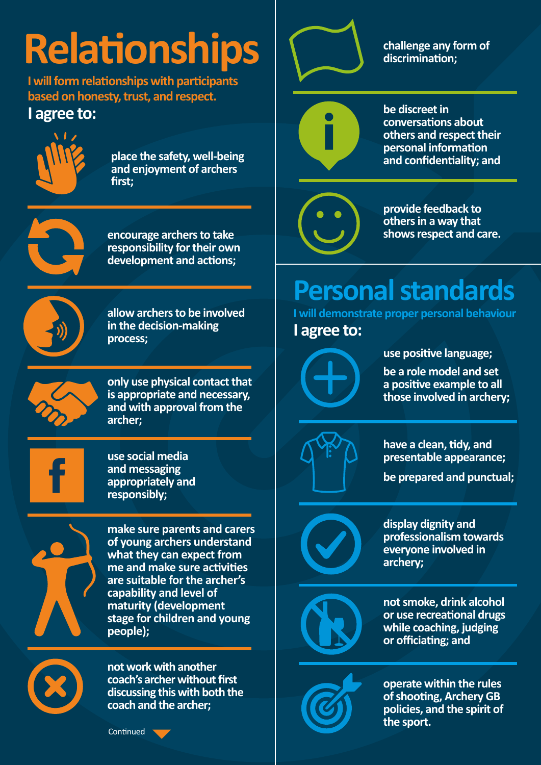# Relationships

**I will form relationships with participants based on honesty, trust, and respect.**

**I agree to:**

- place the safety, well-being and enjoyment of archers first;
- encourage archers to take responsibility for their own development and actions;
- allow archers to be involved in the decision-making process;
- only use physical contact that is appropriate and necessary, and with approval from the archer;
- use social media and messaging appropriately and responsibly;
- make sure parents and carers of young archers understand what they can expect from me and make sure activities are suitable for the archer's capability and level of maturity (development stage for children and young people);
- not work with another coach's archer without first discussing this with both the coach and the archer;

Continued

- challenge any form of discrimination;
- be discreet in conversations about others and respect their personal information and confidentiality; and
- provide feedback to others in a way that shows respect and care.

# Personal standards

**I will demonstrate proper personal behaviour**

**I agree to:**

- use positive language;
- be a role model and set a positive example to all those involved in archery;
- have a clean, tidy, and presentable appearance;
- be prepared and punctual;
- display dignity and professionalism towards everyone involved in archery;
- not smoke, drink alcohol or use recreational drugs while coaching, judging or officiating; and
- operate within the rules of shooting, Archery GB policies, and the spirit of the sport.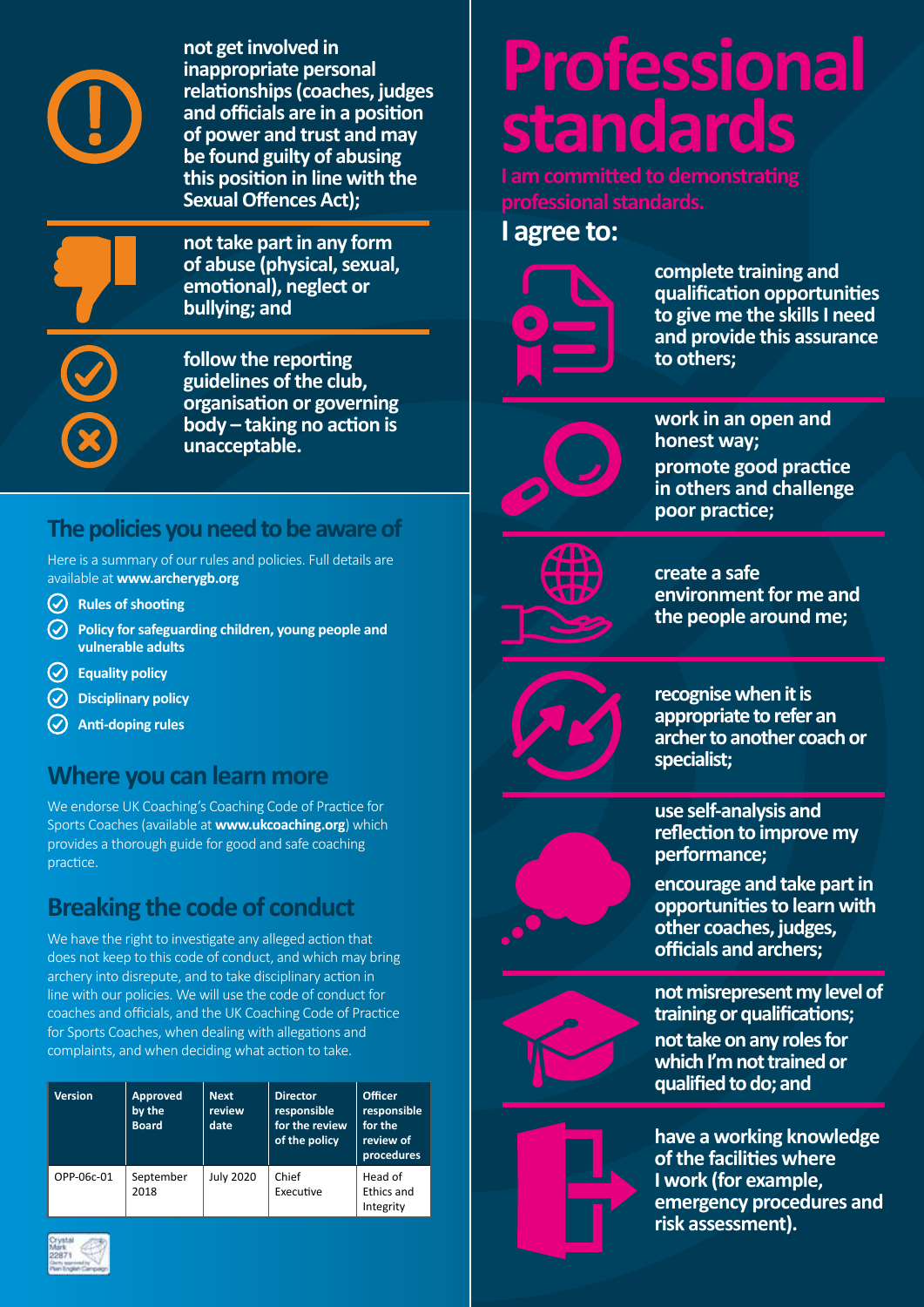- not get involved in inappropriate personal relationships (coaches, judges and officials are in a position of power and trust and may be found guilty of abusing this position in line with the Sexual Offences Act);
- not take part in any form of abuse (physical, sexual, emotional), neglect or bullying; and
- follow the reporting guidelines of the club, organisation or governing body – taking no action is unacceptable.

## The policies you need to be aware of

Here is a summary of our rules and policies. Full details are available at **www.archerygb.org**

- **Rules of shooting**
- **Policy for safeguarding children, young people and vulnerable adults**
- **Equality policy**
- **Disciplinary policy**
- **Anti-doping rules**

## Where you can learn more

We endorse UK Coaching's Coaching Code of Practice for Sports Coaches (available at **www.ukcoaching.org**) which provides a thorough guide for good and safe coaching practice.

## Breaking the code of conduct

We have the right to investigate any alleged action that does not keep to this code of conduct, and which may bring archery into disrepute, and to take disciplinary action in line with our policies. We will use the code of conduct for coaches and officials, and the UK Coaching Code of Practice for Sports Coaches, when dealing with allegations and complaints, and when deciding what action to take.

| Version | Approved by the Board | Next review date | Director responsible for the review of the policy | Officer responsible for the review of procedures |
|---|---|---|---|---|
| OPP-06c-01 | September 2018 | July 2020 | Chief Executive | Head of Ethics and Integrity |

Crystal Mark 22871 Clarity approved by Plain English Campaign

# Professional standards

I am committed to demonstrating professional standards.

**I agree to:**

- complete training and qualification opportunities to give me the skills I need and provide this assurance to others;
- work in an open and honest way;
- promote good practice in others and challenge poor practice;
- create a safe environment for me and the people around me;
- recognise when it is appropriate to refer an archer to another coach or specialist;
- use self-analysis and reflection to improve my performance;
- encourage and take part in opportunities to learn with other coaches, judges, officials and archers;
- not misrepresent my level of training or qualifications;
- not take on any roles for which I'm not trained or qualified to do; and
- have a working knowledge of the facilities where I work (for example, emergency procedures and risk assessment).